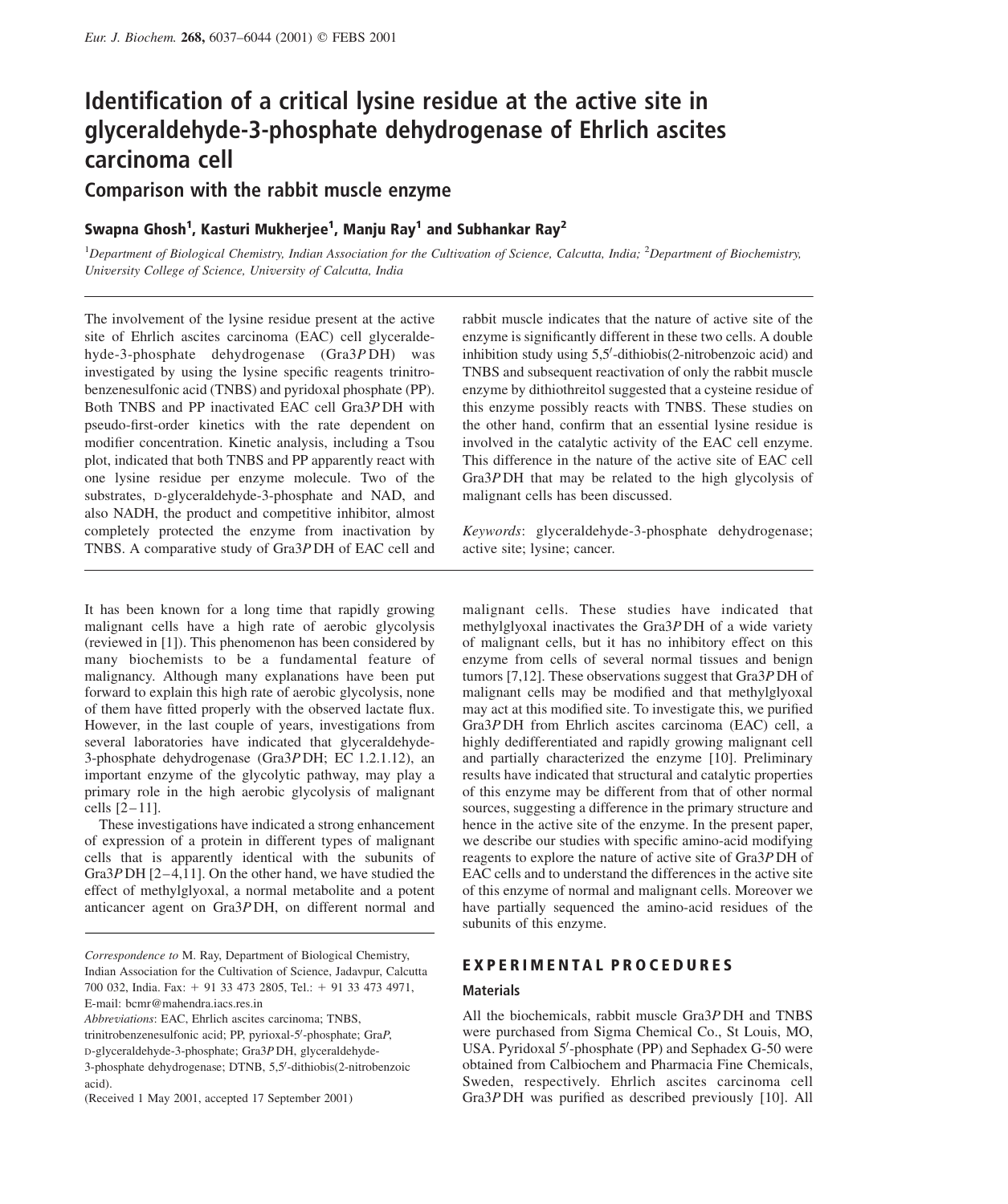# Identification of a critical lysine residue at the active site in glyceraldehyde-3-phosphate dehydrogenase of Ehrlich ascites carcinoma cell

## Comparison with the rabbit muscle enzyme

**Swapna Ghosh[1], Kasturi Mukherjee[1], Manju Ray[1] and Subhankar Ray[2]**

[1]*Department of Biological Chemistry, Indian Association for the Cultivation of Science, Calcutta, India;* [2]*Department of Biochemistry, University College of Science, University of Calcutta, India*

The involvement of the lysine residue present at the active site of Ehrlich ascites carcinoma (EAC) cell glyceraldehyde-3-phosphate dehydrogenase (Gra3*P*DH) was investigated by using the lysine specific reagents trinitrobenzenesulfonic acid (TNBS) and pyridoxal phosphate (PP). Both TNBS and PP inactivated EAC cell Gra3*P*DH with pseudo-first-order kinetics with the rate dependent on modifier concentration. Kinetic analysis, including a Tsou plot, indicated that both TNBS and PP apparently react with one lysine residue per enzyme molecule. Two of the substrates, D-glyceraldehyde-3-phosphate and NAD, and also NADH, the product and competitive inhibitor, almost completely protected the enzyme from inactivation by TNBS. A comparative study of Gra3*P*DH of EAC cell and rabbit muscle indicates that the nature of active site of the enzyme is significantly different in these two cells. A double inhibition study using 5,5′-dithiobis(2-nitrobenzoic acid) and TNBS and subsequent reactivation of only the rabbit muscle enzyme by dithiothreitol suggested that a cysteine residue of this enzyme possibly reacts with TNBS. These studies on the other hand, confirm that an essential lysine residue is involved in the catalytic activity of the EAC cell enzyme. This difference in the nature of the active site of EAC cell Gra3*P*DH that may be related to the high glycolysis of malignant cells has been discussed.

*Keywords*: glyceraldehyde-3-phosphate dehydrogenase; active site; lysine; cancer.

It has been known for a long time that rapidly growing malignant cells have a high rate of aerobic glycolysis (reviewed in [1]). This phenomenon has been considered by many biochemists to be a fundamental feature of malignancy. Although many explanations have been put forward to explain this high rate of aerobic glycolysis, none of them have fitted properly with the observed lactate flux. However, in the last couple of years, investigations from several laboratories have indicated that glyceraldehyde-3-phosphate dehydrogenase (Gra3*P*DH; EC 1.2.1.12), an important enzyme of the glycolytic pathway, may play a primary role in the high aerobic glycolysis of malignant cells [2–11].

These investigations have indicated a strong enhancement of expression of a protein in different types of malignant cells that is apparently identical with the subunits of Gra3*P*DH [2–4,11]. On the other hand, we have studied the effect of methylglyoxal, a normal metabolite and a potent anticancer agent on Gra3*P*DH, on different normal and malignant cells. These studies have indicated that methylglyoxal inactivates the Gra3*P*DH of a wide variety of malignant cells, but it has no inhibitory effect on this enzyme from cells of several normal tissues and benign tumors [7,12]. These observations suggest that Gra3*P*DH of malignant cells may be modified and that methylglyoxal may act at this modified site. To investigate this, we purified Gra3*P*DH from Ehrlich ascites carcinoma (EAC) cell, a highly dedifferentiated and rapidly growing malignant cell and partially characterized the enzyme [10]. Preliminary results have indicated that structural and catalytic properties of this enzyme may be different from that of other normal sources, suggesting a difference in the primary structure and hence in the active site of the enzyme. In the present paper, we describe our studies with specific amino-acid modifying reagents to explore the nature of active site of Gra3*P*DH of EAC cells and to understand the differences in the active site of this enzyme of normal and malignant cells. Moreover we have partially sequenced the amino-acid residues of the subunits of this enzyme.

*Correspondence to* M. Ray, Department of Biological Chemistry, Indian Association for the Cultivation of Science, Jadavpur, Calcutta 700 032, India. Fax: + 91 33 473 2805, Tel.: + 91 33 473 4971, E-mail: bcmr@mahendra.iacs.res.in

*Abbreviations*: EAC, Ehrlich ascites carcinoma; TNBS, trinitrobenzenesulfonic acid; PP, pyrioxal-5′-phosphate; Gra*P*, D-glyceraldehyde-3-phosphate; Gra3*P*DH, glyceraldehyde-3-phosphate dehydrogenase; DTNB, 5,5′-dithiobis(2-nitrobenzoic acid).

(Received 1 May 2001, accepted 17 September 2001)

## EXPERIMENTAL PROCEDURES

### Materials

All the biochemicals, rabbit muscle Gra3*P*DH and TNBS were purchased from Sigma Chemical Co., St Louis, MO, USA. Pyridoxal 5′-phosphate (PP) and Sephadex G-50 were obtained from Calbiochem and Pharmacia Fine Chemicals, Sweden, respectively. Ehrlich ascites carcinoma cell Gra3*P*DH was purified as described previously [10]. All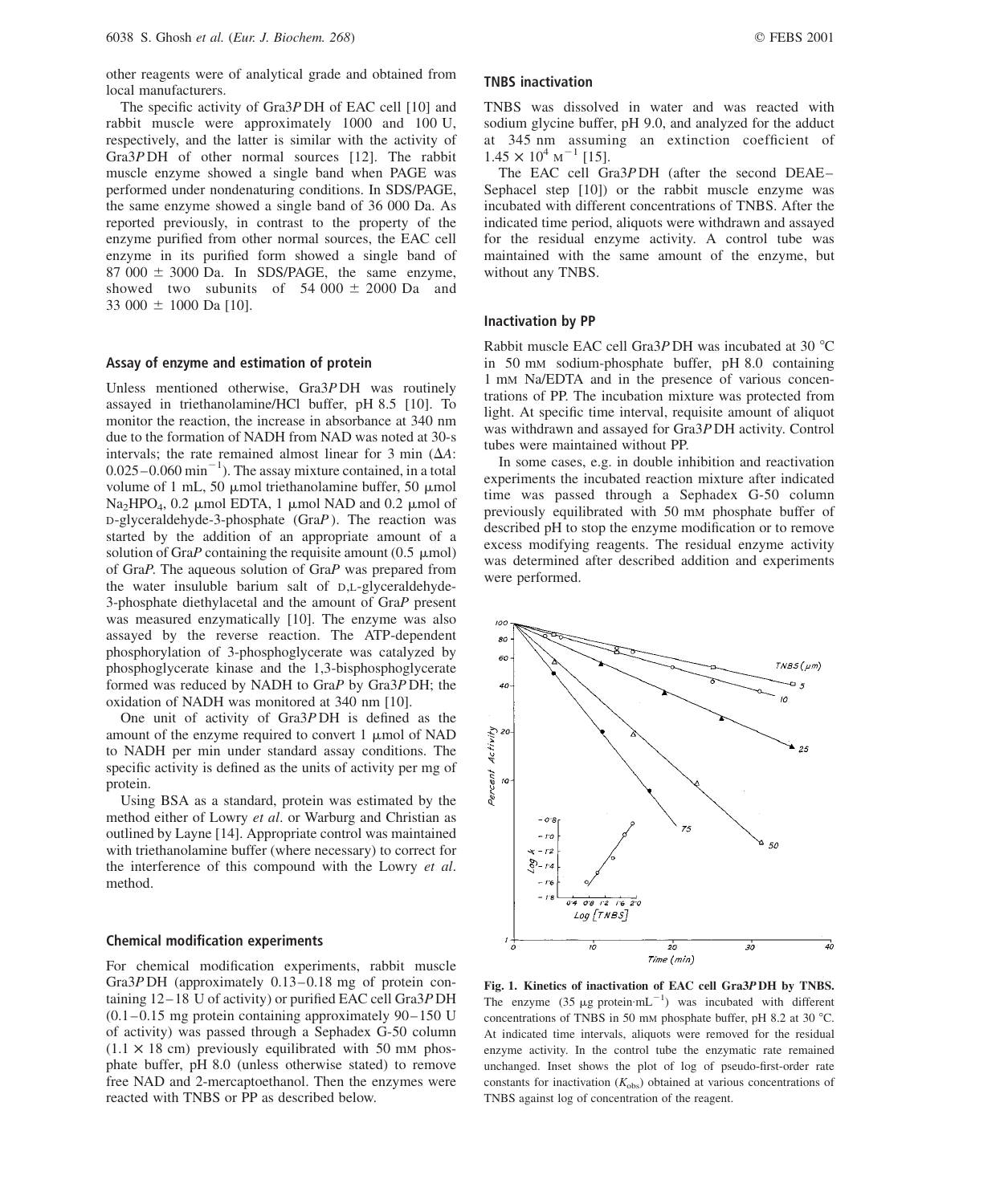other reagents were of analytical grade and obtained from local manufacturers.

The specific activity of Gra3*P*DH of EAC cell [10] and rabbit muscle were approximately 1000 and 100 U, respectively, and the latter is similar with the activity of Gra3*P*DH of other normal sources [12]. The rabbit muscle enzyme showed a single band when PAGE was performed under nondenaturing conditions. In SDS/PAGE, the same enzyme showed a single band of 36 000 Da. As reported previously, in contrast to the property of the enzyme purified from other normal sources, the EAC cell enzyme in its purified form showed a single band of 87 000 ± 3000 Da. In SDS/PAGE, the same enzyme, showed two subunits of 54 000 ± 2000 Da and 33 000 ± 1000 Da [10].

### Assay of enzyme and estimation of protein

Unless mentioned otherwise, Gra3*P*DH was routinely assayed in triethanolamine/HCl buffer, pH 8.5 [10]. To monitor the reaction, the increase in absorbance at 340 nm due to the formation of NADH from NAD was noted at 30-s intervals; the rate remained almost linear for 3 min ($\Delta A$: 0.025–0.060 $min^{-1}$). The assay mixture contained, in a total volume of 1 mL, 50 μmol triethanolamine buffer, 50 μmol $Na_2HPO_4$, 0.2 μmol EDTA, 1 μmol NAD and 0.2 μmol of D-glyceraldehyde-3-phosphate (Gra*P*). The reaction was started by the addition of an appropriate amount of a solution of Gra*P* containing the requisite amount (0.5 μmol) of Gra*P*. The aqueous solution of Gra*P* was prepared from the water insuluble barium salt of D,L-glyceraldehyde-3-phosphate diethylacetal and the amount of Gra*P* present was measured enzymatically [10]. The enzyme was also assayed by the reverse reaction. The ATP-dependent phosphorylation of 3-phosphoglycerate was catalyzed by phosphoglycerate kinase and the 1,3-bisphosphoglycerate formed was reduced by NADH to Gra*P* by Gra3*P*DH; the oxidation of NADH was monitored at 340 nm [10].

One unit of activity of Gra3*P*DH is defined as the amount of the enzyme required to convert 1 μmol of NAD to NADH per min under standard assay conditions. The specific activity is defined as the units of activity per mg of protein.

Using BSA as a standard, protein was estimated by the method either of Lowry *et al*. or Warburg and Christian as outlined by Layne [14]. Appropriate control was maintained with triethanolamine buffer (where necessary) to correct for the interference of this compound with the Lowry *et al*. method.

### Chemical modification experiments

For chemical modification experiments, rabbit muscle Gra3*P*DH (approximately 0.13–0.18 mg of protein containing 12–18 U of activity) or purified EAC cell Gra3*P*DH (0.1–0.15 mg protein containing approximately 90–150 U of activity) was passed through a Sephadex G-50 column (1.1 × 18 cm) previously equilibrated with 50 mM phosphate buffer, pH 8.0 (unless otherwise stated) to remove free NAD and 2-mercaptoethanol. Then the enzymes were reacted with TNBS or PP as described below.

### TNBS inactivation

TNBS was dissolved in water and was reacted with sodium glycine buffer, pH 9.0, and analyzed for the adduct at 345 nm assuming an extinction coefficient of $1.45 \times 10^4$ $M^{-1}$ [15].

The EAC cell Gra3*P*DH (after the second DEAE–Sephacel step [10]) or the rabbit muscle enzyme was incubated with different concentrations of TNBS. After the indicated time period, aliquots were withdrawn and assayed for the residual enzyme activity. A control tube was maintained with the same amount of the enzyme, but without any TNBS.

### Inactivation by PP

Rabbit muscle EAC cell Gra3*P*DH was incubated at 30 °C in 50 mM sodium-phosphate buffer, pH 8.0 containing 1 mM Na/EDTA and in the presence of various concentrations of PP. The incubation mixture was protected from light. At specific time interval, requisite amount of aliquot was withdrawn and assayed for Gra3*P*DH activity. Control tubes were maintained without PP.

In some cases, e.g. in double inhibition and reactivation experiments the incubated reaction mixture after indicated time was passed through a Sephadex G-50 column previously equilibrated with 50 mM phosphate buffer of described pH to stop the enzyme modification or to remove excess modifying reagents. The residual enzyme activity was determined after described addition and experiments were performed.

**Fig. 1. Kinetics of inactivation of EAC cell Gra3*P*DH by TNBS.** The enzyme (35 μg protein·$mL^{-1}$) was incubated with different concentrations of TNBS in 50 mM phosphate buffer, pH 8.2 at 30 °C. At indicated time intervals, aliquots were removed for the residual enzyme activity. In the control tube the enzymatic rate remained unchanged. Inset shows the plot of log of pseudo-first-order rate constants for inactivation ($K_{obs}$) obtained at various concentrations of TNBS against log of concentration of the reagent.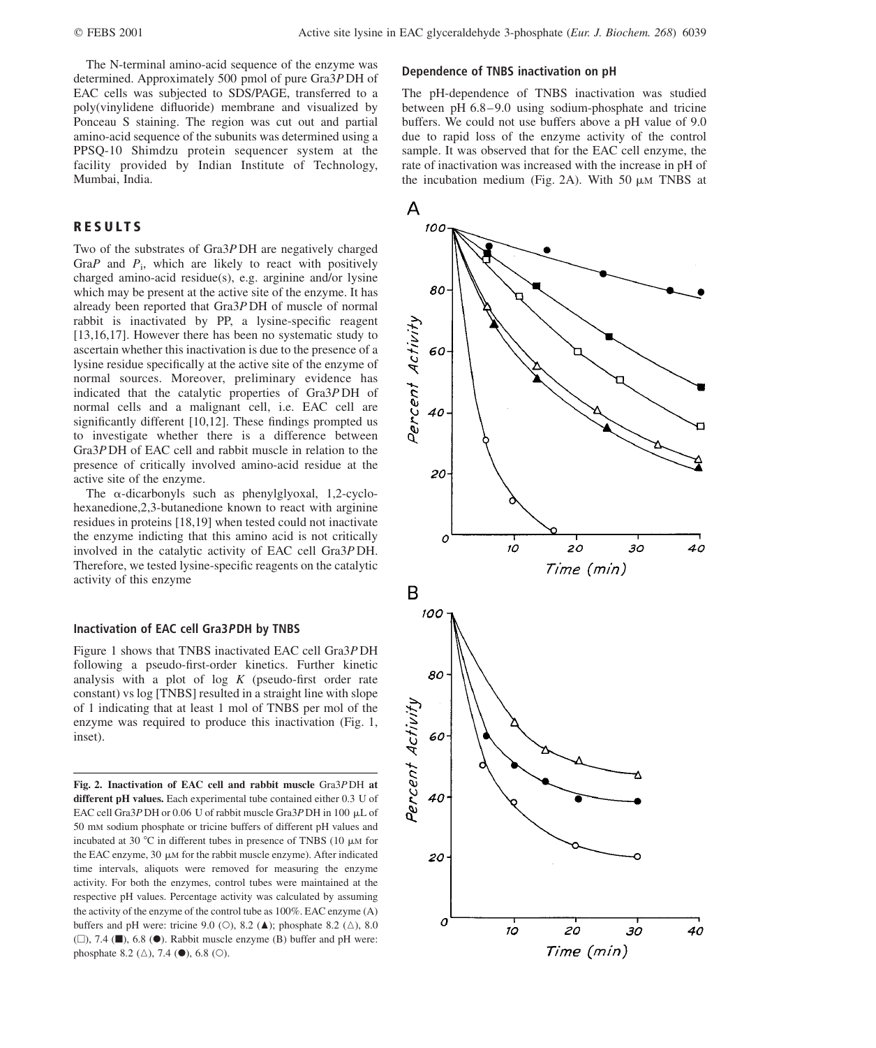The N-terminal amino-acid sequence of the enzyme was determined. Approximately 500 pmol of pure Gra3*P*DH of EAC cells was subjected to SDS/PAGE, transferred to a poly(vinylidene difluoride) membrane and visualized by Ponceau S staining. The region was cut out and partial amino-acid sequence of the subunits was determined using a PPSQ-10 Shimdzu protein sequencer system at the facility provided by Indian Institute of Technology, Mumbai, India.

## RESULTS

Two of the substrates of Gra3*P*DH are negatively charged Gra*P* and $P_i$, which are likely to react with positively charged amino-acid residue(s), e.g. arginine and/or lysine which may be present at the active site of the enzyme. It has already been reported that Gra3*P*DH of muscle of normal rabbit is inactivated by PP, a lysine-specific reagent [13,16,17]. However there has been no systematic study to ascertain whether this inactivation is due to the presence of a lysine residue specifically at the active site of the enzyme of normal sources. Moreover, preliminary evidence has indicated that the catalytic properties of Gra3*P*DH of normal cells and a malignant cell, i.e. EAC cell are significantly different [10,12]. These findings prompted us to investigate whether there is a difference between Gra3*P*DH of EAC cell and rabbit muscle in relation to the presence of critically involved amino-acid residue at the active site of the enzyme.

The α-dicarbonyls such as phenylglyoxal, 1,2-cyclohexanedione,2,3-butanedione known to react with arginine residues in proteins [18,19] when tested could not inactivate the enzyme indicting that this amino acid is not critically involved in the catalytic activity of EAC cell Gra3*P*DH. Therefore, we tested lysine-specific reagents on the catalytic activity of this enzyme

### Inactivation of EAC cell Gra3*P*DH by TNBS

Figure 1 shows that TNBS inactivated EAC cell Gra3*P*DH following a pseudo-first-order kinetics. Further kinetic analysis with a plot of log *K* (pseudo-first order rate constant) vs log [TNBS] resulted in a straight line with slope of 1 indicating that at least 1 mol of TNBS per mol of the enzyme was required to produce this inactivation (Fig. 1, inset).

### Dependence of TNBS inactivation on pH

The pH-dependence of TNBS inactivation was studied between pH 6.8–9.0 using sodium-phosphate and tricine buffers. We could not use buffers above a pH value of 9.0 due to rapid loss of the enzyme activity of the control sample. It was observed that for the EAC cell enzyme, the rate of inactivation was increased with the increase in pH of the incubation medium (Fig. 2A). With 50 μM TNBS at

**Fig. 2. Inactivation of EAC cell and rabbit muscle Gra3*P*DH at different pH values.** Each experimental tube contained either 0.3 U of EAC cell Gra3*P*DH or 0.06 U of rabbit muscle Gra3*P*DH in 100 μL of 50 mM sodium phosphate or tricine buffers of different pH values and incubated at 30 °C in different tubes in presence of TNBS (10 μM for the EAC enzyme, 30 μM for the rabbit muscle enzyme). After indicated time intervals, aliquots were removed for measuring the enzyme activity. For both the enzymes, control tubes were maintained at the respective pH values. Percentage activity was calculated by assuming the activity of the enzyme of the control tube as 100%. EAC enzyme (A) buffers and pH were: tricine 9.0 (○), 8.2 (▲); phosphate 8.2 (△), 8.0 (□), 7.4 (■), 6.8 (●). Rabbit muscle enzyme (B) buffer and pH were: phosphate 8.2 (△), 7.4 (●), 6.8 (○).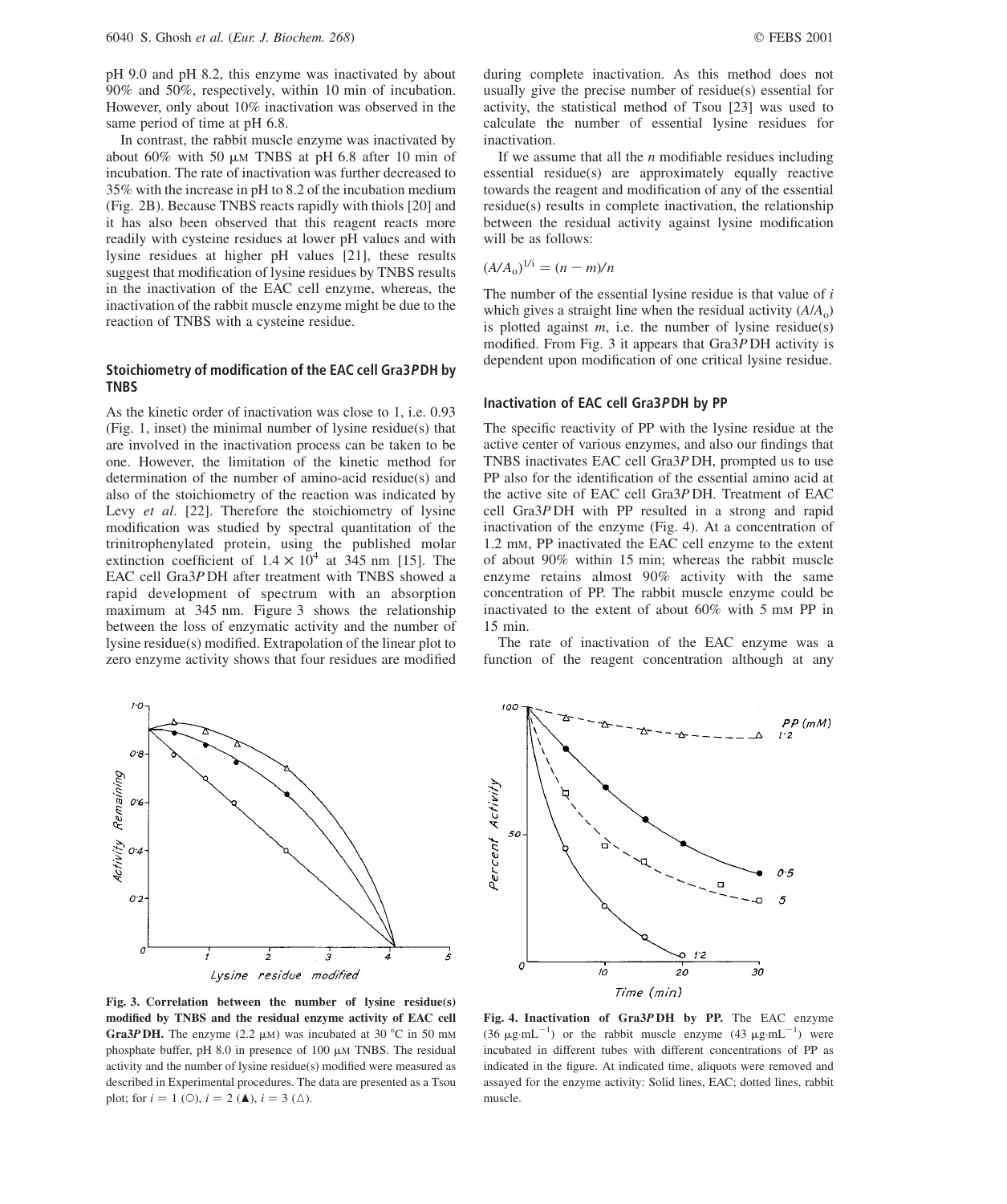pH 9.0 and pH 8.2, this enzyme was inactivated by about 90% and 50%, respectively, within 10 min of incubation. However, only about 10% inactivation was observed in the same period of time at pH 6.8.

In contrast, the rabbit muscle enzyme was inactivated by about 60% with 50 μM TNBS at pH 6.8 after 10 min of incubation. The rate of inactivation was further decreased to 35% with the increase in pH to 8.2 of the incubation medium (Fig. 2B). Because TNBS reacts rapidly with thiols [20] and it has also been observed that this reagent reacts more readily with cysteine residues at lower pH values and with lysine residues at higher pH values [21], these results suggest that modification of lysine residues by TNBS results in the inactivation of the EAC cell enzyme, whereas, the inactivation of the rabbit muscle enzyme might be due to the reaction of TNBS with a cysteine residue.

## Stoichiometry of modification of the EAC cell Gra3*P*DH by TNBS

As the kinetic order of inactivation was close to 1, i.e. 0.93 (Fig. 1, inset) the minimal number of lysine residue(s) that are involved in the inactivation process can be taken to be one. However, the limitation of the kinetic method for determination of the number of amino-acid residue(s) and also of the stoichiometry of the reaction was indicated by Levy *et al*. [22]. Therefore the stoichiometry of lysine modification was studied by spectral quantitation of the trinitrophenylated protein, using the published molar extinction coefficient of $1.4 \times 10^4$ at 345 nm [15]. The EAC cell Gra3*P*DH after treatment with TNBS showed a rapid development of spectrum with an absorption maximum at 345 nm. Figure 3 shows the relationship between the loss of enzymatic activity and the number of lysine residue(s) modified. Extrapolation of the linear plot to zero enzyme activity shows that four residues are modified during complete inactivation. As this method does not usually give the precise number of residue(s) essential for activity, the statistical method of Tsou [23] was used to calculate the number of essential lysine residues for inactivation.

If we assume that all the $n$ modifiable residues including essential residue(s) are approximately equally reactive towards the reagent and modification of any of the essential residue(s) results in complete inactivation, the relationship between the residual activity against lysine modification will be as follows:

$$(A/A_o)^{1/i} = (n - m)/n$$

The number of the essential lysine residue is that value of $i$ which gives a straight line when the residual activity ($A/A_o$) is plotted against $m$, i.e. the number of lysine residue(s) modified. From Fig. 3 it appears that Gra3*P*DH activity is dependent upon modification of one critical lysine residue.

## Inactivation of EAC cell Gra3*P*DH by PP

The specific reactivity of PP with the lysine residue at the active center of various enzymes, and also our findings that TNBS inactivates EAC cell Gra3*P*DH, prompted us to use PP also for the identification of the essential amino acid at the active site of EAC cell Gra3*P*DH. Treatment of EAC cell Gra3*P*DH with PP resulted in a strong and rapid inactivation of the enzyme (Fig. 4). At a concentration of 1.2 mM, PP inactivated the EAC cell enzyme to the extent of about 90% within 15 min; whereas the rabbit muscle enzyme retains almost 90% activity with the same concentration of PP. The rabbit muscle enzyme could be inactivated to the extent of about 60% with 5 mM PP in 15 min.

The rate of inactivation of the EAC enzyme was a function of the reagent concentration although at any

**Fig. 3. Correlation between the number of lysine residue(s) modified by TNBS and the residual enzyme activity of EAC cell Gra3*P*DH.** The enzyme (2.2 μM) was incubated at 30 °C in 50 mM phosphate buffer, pH 8.0 in presence of 100 μM TNBS. The residual activity and the number of lysine residue(s) modified were measured as described in Experimental procedures. The data are presented as a Tsou plot; for $i = 1$ (○), $i = 2$ (▲), $i = 3$ (△).

**Fig. 4. Inactivation of Gra3*P*DH by PP.** The EAC enzyme (36 μg·mL$^{-1}$) or the rabbit muscle enzyme (43 μg·mL$^{-1}$) were incubated in different tubes with different concentrations of PP as indicated in the figure. At indicated time, aliquots were removed and assayed for the enzyme activity: Solid lines, EAC; dotted lines, rabbit muscle.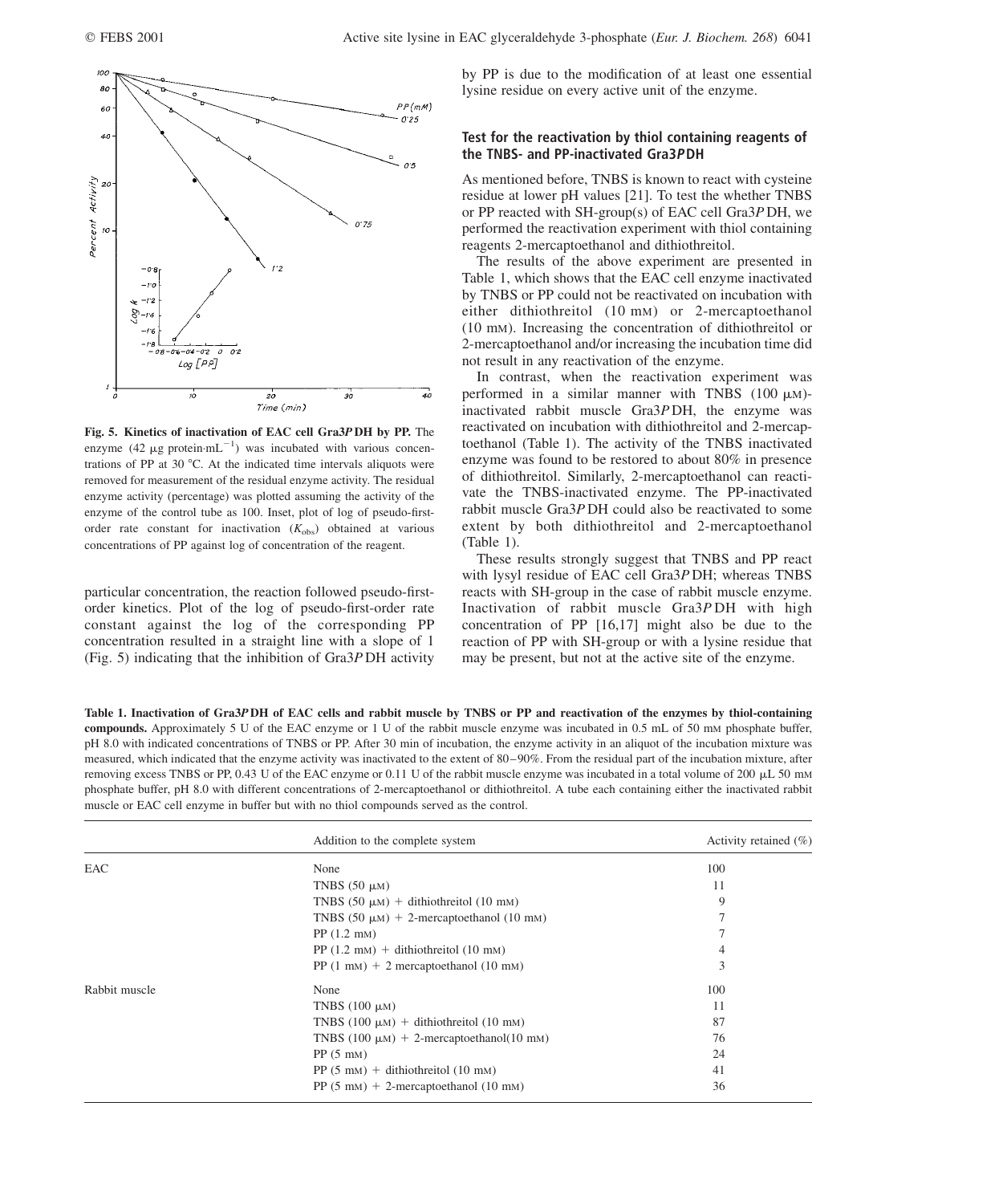**Fig. 5. Kinetics of inactivation of EAC cell Gra3*P* DH by PP.** The enzyme (42 μg protein·mL$^{-1}$) was incubated with various concentrations of PP at 30 °C. At the indicated time intervals aliquots were removed for measurement of the residual enzyme activity. The residual enzyme activity (percentage) was plotted assuming the activity of the enzyme of the control tube as 100. Inset, plot of log of pseudo-first-order rate constant for inactivation ($K_{obs}$) obtained at various concentrations of PP against log of concentration of the reagent.

particular concentration, the reaction followed pseudo-first-order kinetics. Plot of the log of pseudo-first-order rate constant against the log of the corresponding PP concentration resulted in a straight line with a slope of 1 (Fig. 5) indicating that the inhibition of Gra3*P* DH activity by PP is due to the modification of at least one essential lysine residue on every active unit of the enzyme.

### Test for the reactivation by thiol containing reagents of the TNBS- and PP-inactivated Gra3*P*DH

As mentioned before, TNBS is known to react with cysteine residue at lower pH values [21]. To test the whether TNBS or PP reacted with SH-group(s) of EAC cell Gra3*P* DH, we performed the reactivation experiment with thiol containing reagents 2-mercaptoethanol and dithiothreitol.

The results of the above experiment are presented in Table 1, which shows that the EAC cell enzyme inactivated by TNBS or PP could not be reactivated on incubation with either dithiothreitol (10 mM) or 2-mercaptoethanol (10 mM). Increasing the concentration of dithiothreitol or 2-mercaptoethanol and/or increasing the incubation time did not result in any reactivation of the enzyme.

In contrast, when the reactivation experiment was performed in a similar manner with TNBS (100 μM)-inactivated rabbit muscle Gra3*P* DH, the enzyme was reactivated on incubation with dithiothreitol and 2-mercaptoethanol (Table 1). The activity of the TNBS inactivated enzyme was found to be restored to about 80% in presence of dithiothreitol. Similarly, 2-mercaptoethanol can reactivate the TNBS-inactivated enzyme. The PP-inactivated rabbit muscle Gra3*P* DH could also be reactivated to some extent by both dithiothreitol and 2-mercaptoethanol (Table 1).

These results strongly suggest that TNBS and PP react with lysyl residue of EAC cell Gra3*P* DH; whereas TNBS reacts with SH-group in the case of rabbit muscle enzyme. Inactivation of rabbit muscle Gra3*P* DH with high concentration of PP [16,17] might also be due to the reaction of PP with SH-group or with a lysine residue that may be present, but not at the active site of the enzyme.

**Table 1. Inactivation of Gra3*P* DH of EAC cells and rabbit muscle by TNBS or PP and reactivation of the enzymes by thiol-containing compounds.** Approximately 5 U of the EAC enzyme or 1 U of the rabbit muscle enzyme was incubated in 0.5 mL of 50 mM phosphate buffer, pH 8.0 with indicated concentrations of TNBS or PP. After 30 min of incubation, the enzyme activity in an aliquot of the incubation mixture was measured, which indicated that the enzyme activity was inactivated to the extent of 80–90%. From the residual part of the incubation mixture, after removing excess TNBS or PP, 0.43 U of the EAC enzyme or 0.11 U of the rabbit muscle enzyme was incubated in a total volume of 200 μL 50 mM phosphate buffer, pH 8.0 with different concentrations of 2-mercaptoethanol or dithiothreitol. A tube each containing either the inactivated rabbit muscle or EAC cell enzyme in buffer but with no thiol compounds served as the control.

| | Addition to the complete system | Activity retained (%) |
|---|---|---|
| EAC | None | 100 |
| | TNBS (50 μM) | 11 |
| | TNBS (50 μM) + dithiothreitol (10 mM) | 9 |
| | TNBS (50 μM) + 2-mercaptoethanol (10 mM) | 7 |
| | PP (1.2 mM) | 7 |
| | PP (1.2 mM) + dithiothreitol (10 mM) | 4 |
| | PP (1 mM) + 2 mercaptoethanol (10 mM) | 3 |
| Rabbit muscle | None | 100 |
| | TNBS (100 μM) | 11 |
| | TNBS (100 μM) + dithiothreitol (10 mM) | 87 |
| | TNBS (100 μM) + 2-mercaptoethanol(10 mM) | 76 |
| | PP (5 mM) | 24 |
| | PP (5 mM) + dithiothreitol (10 mM) | 41 |
| | PP (5 mM) + 2-mercaptoethanol (10 mM) | 36 |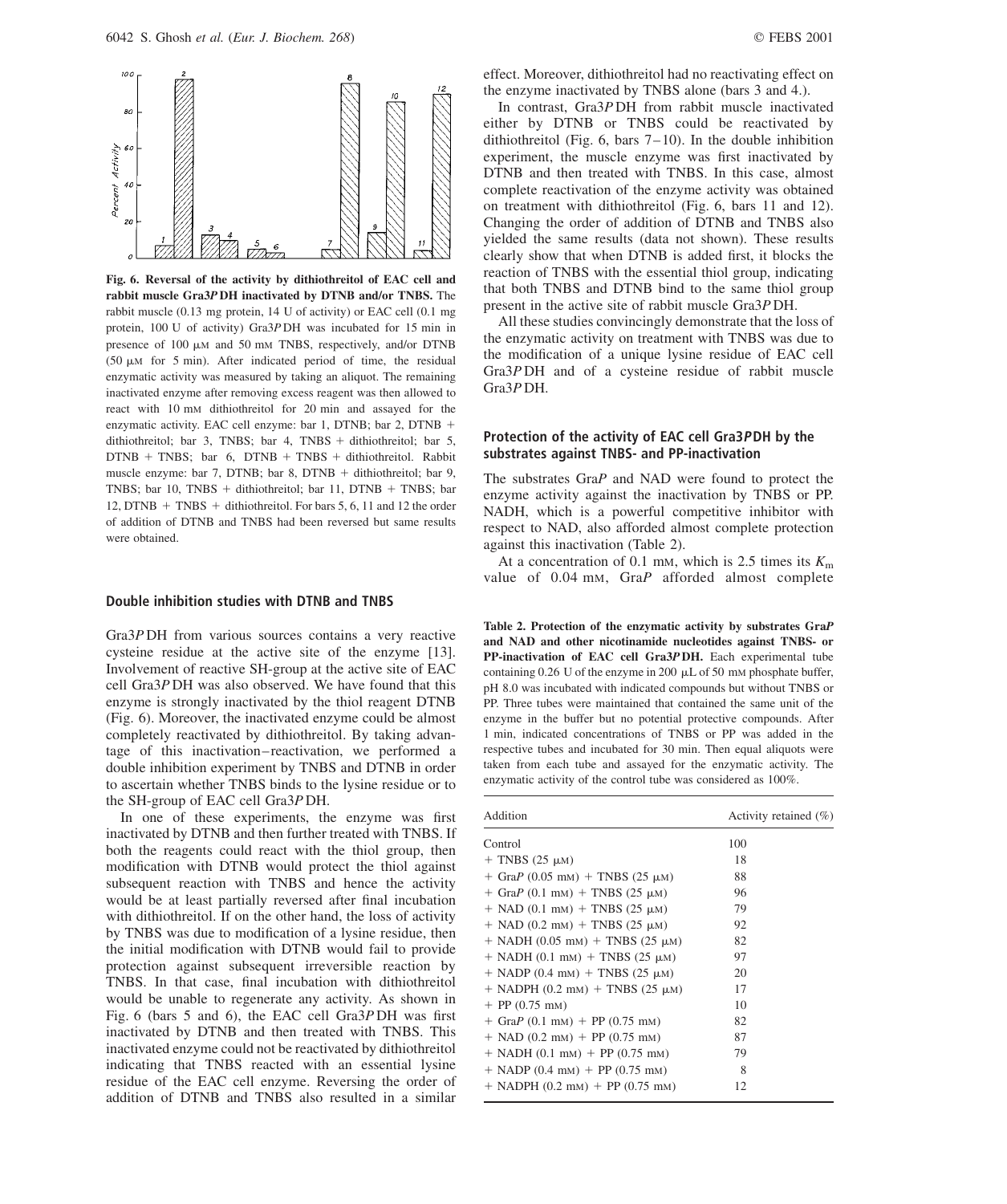**Fig. 6. Reversal of the activity by dithiothreitol of EAC cell and rabbit muscle Gra3*P*DH inactivated by DTNB and/or TNBS.** The rabbit muscle (0.13 mg protein, 14 U of activity) or EAC cell (0.1 mg protein, 100 U of activity) Gra3*P*DH was incubated for 15 min in presence of 100 μM and 50 mM TNBS, respectively, and/or DTNB (50 μM for 5 min). After indicated period of time, the residual enzymatic activity was measured by taking an aliquot. The remaining inactivated enzyme after removing excess reagent was then allowed to react with 10 mM dithiothreitol for 20 min and assayed for the enzymatic activity. EAC cell enzyme: bar 1, DTNB; bar 2, DTNB + dithiothreitol; bar 3, TNBS; bar 4, TNBS + dithiothreitol; bar 5, DTNB + TNBS; bar 6, DTNB + TNBS + dithiothreitol. Rabbit muscle enzyme: bar 7, DTNB; bar 8, DTNB + dithiothreitol; bar 9, TNBS; bar 10, TNBS + dithiothreitol; bar 11, DTNB + TNBS; bar 12, DTNB + TNBS + dithiothreitol. For bars 5, 6, 11 and 12 the order of addition of DTNB and TNBS had been reversed but same results were obtained.

### Double inhibition studies with DTNB and TNBS

Gra3*P*DH from various sources contains a very reactive cysteine residue at the active site of the enzyme [13]. Involvement of reactive SH-group at the active site of EAC cell Gra3*P*DH was also observed. We have found that this enzyme is strongly inactivated by the thiol reagent DTNB (Fig. 6). Moreover, the inactivated enzyme could be almost completely reactivated by dithiothreitol. By taking advantage of this inactivation–reactivation, we performed a double inhibition experiment by TNBS and DTNB in order to ascertain whether TNBS binds to the lysine residue or to the SH-group of EAC cell Gra3*P*DH.

In one of these experiments, the enzyme was first inactivated by DTNB and then further treated with TNBS. If both the reagents could react with the thiol group, then modification with DTNB would protect the thiol against subsequent reaction with TNBS and hence the activity would be at least partially reversed after final incubation with dithiothreitol. If on the other hand, the loss of activity by TNBS was due to modification of a lysine residue, then the initial modification with DTNB would fail to provide protection against subsequent irreversible reaction by TNBS. In that case, final incubation with dithiothreitol would be unable to regenerate any activity. As shown in Fig. 6 (bars 5 and 6), the EAC cell Gra3*P*DH was first inactivated by DTNB and then treated with TNBS. This inactivated enzyme could not be reactivated by dithiothreitol indicating that TNBS reacted with an essential lysine residue of the EAC cell enzyme. Reversing the order of addition of DTNB and TNBS also resulted in a similar effect. Moreover, dithiothreitol had no reactivating effect on the enzyme inactivated by TNBS alone (bars 3 and 4.).

In contrast, Gra3*P*DH from rabbit muscle inactivated either by DTNB or TNBS could be reactivated by dithiothreitol (Fig. 6, bars 7–10). In the double inhibition experiment, the muscle enzyme was first inactivated by DTNB and then treated with TNBS. In this case, almost complete reactivation of the enzyme activity was obtained on treatment with dithiothreitol (Fig. 6, bars 11 and 12). Changing the order of addition of DTNB and TNBS also yielded the same results (data not shown). These results clearly show that when DTNB is added first, it blocks the reaction of TNBS with the essential thiol group, indicating that both TNBS and DTNB bind to the same thiol group present in the active site of rabbit muscle Gra3*P*DH.

All these studies convincingly demonstrate that the loss of the enzymatic activity on treatment with TNBS was due to the modification of a unique lysine residue of EAC cell Gra3*P*DH and of a cysteine residue of rabbit muscle Gra3*P*DH.

### Protection of the activity of EAC cell Gra3*P*DH by the substrates against TNBS- and PP-inactivation

The substrates Gra*P* and NAD were found to protect the enzyme activity against the inactivation by TNBS or PP. NADH, which is a powerful competitive inhibitor with respect to NAD, also afforded almost complete protection against this inactivation (Table 2).

At a concentration of 0.1 mM, which is 2.5 times its $K_m$ value of 0.04 mM, Gra*P* afforded almost complete

**Table 2. Protection of the enzymatic activity by substrates Gra*P* and NAD and other nicotinamide nucleotides against TNBS- or PP-inactivation of EAC cell Gra3*P*DH.** Each experimental tube containing 0.26 U of the enzyme in 200 μL of 50 mM phosphate buffer, pH 8.0 was incubated with indicated compounds but without TNBS or PP. Three tubes were maintained that contained the same unit of the enzyme in the buffer but no potential protective compounds. After 1 min, indicated concentrations of TNBS or PP was added in the respective tubes and incubated for 30 min. Then equal aliquots were taken from each tube and assayed for the enzymatic activity. The enzymatic activity of the control tube was considered as 100%.

| Addition | Activity retained (%) |
|---|---|
| Control | 100 |
| + TNBS (25 μM) | 18 |
| + Gra*P* (0.05 mM) + TNBS (25 μM) | 88 |
| + Gra*P* (0.1 mM) + TNBS (25 μM) | 96 |
| + NAD (0.1 mM) + TNBS (25 μM) | 79 |
| + NAD (0.2 mM) + TNBS (25 μM) | 92 |
| + NADH (0.05 mM) + TNBS (25 μM) | 82 |
| + NADH (0.1 mM) + TNBS (25 μM) | 97 |
| + NADP (0.4 mM) + TNBS (25 μM) | 20 |
| + NADPH (0.2 mM) + TNBS (25 μM) | 17 |
| + PP (0.75 mM) | 10 |
| + Gra*P* (0.1 mM) + PP (0.75 mM) | 82 |
| + NAD (0.2 mM) + PP (0.75 mM) | 87 |
| + NADH (0.1 mM) + PP (0.75 mM) | 79 |
| + NADP (0.4 mM) + PP (0.75 mM) | 8 |
| + NADPH (0.2 mM) + PP (0.75 mM) | 12 |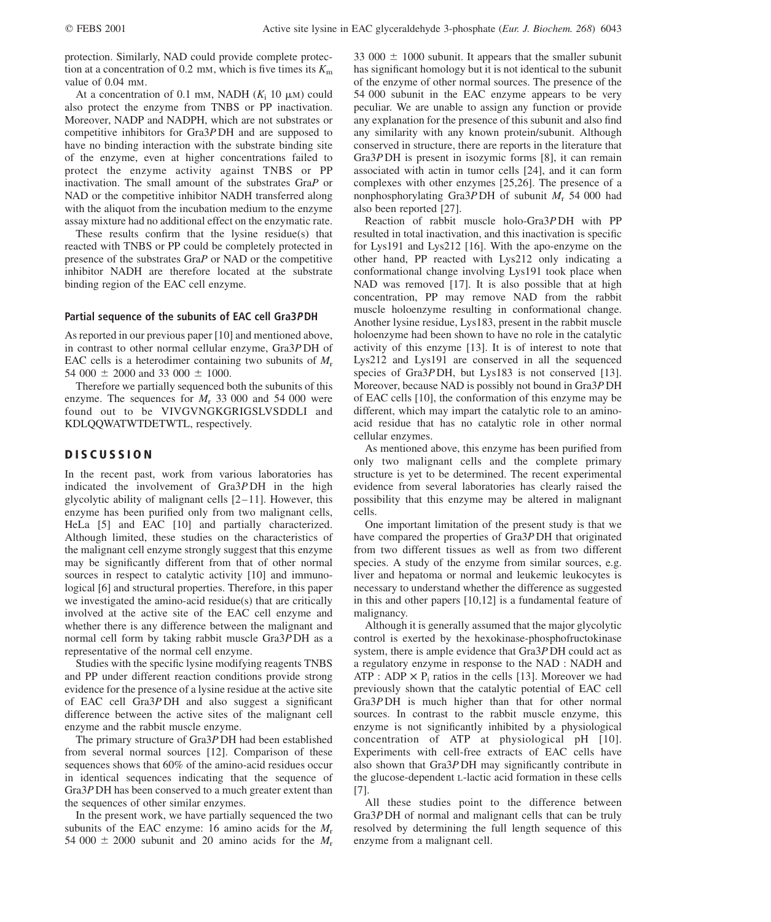protection. Similarly, NAD could provide complete protection at a concentration of 0.2 mM, which is five times its $K_m$ value of 0.04 mM.

At a concentration of 0.1 mM, NADH ($K_i$ 10 μM) could also protect the enzyme from TNBS or PP inactivation. Moreover, NADP and NADPH, which are not substrates or competitive inhibitors for Gra3*P*DH and are supposed to have no binding interaction with the substrate binding site of the enzyme, even at higher concentrations failed to protect the enzyme activity against TNBS or PP inactivation. The small amount of the substrates Gra*P* or NAD or the competitive inhibitor NADH transferred along with the aliquot from the incubation medium to the enzyme assay mixture had no additional effect on the enzymatic rate.

These results confirm that the lysine residue(s) that reacted with TNBS or PP could be completely protected in presence of the substrates Gra*P* or NAD or the competitive inhibitor NADH are therefore located at the substrate binding region of the EAC cell enzyme.

### Partial sequence of the subunits of EAC cell Gra3*P*DH

As reported in our previous paper [10] and mentioned above, in contrast to other normal cellular enzyme, Gra3*P*DH of EAC cells is a heterodimer containing two subunits of $M_r$ 54 000 ± 2000 and 33 000 ± 1000.

Therefore we partially sequenced both the subunits of this enzyme. The sequences for $M_r$ 33 000 and 54 000 were found out to be VIVGVNGKGRIGSLVSDDLI and KDLQQWATWTDETWTL, respectively.

## DISCUSSION

In the recent past, work from various laboratories has indicated the involvement of Gra3*P*DH in the high glycolytic ability of malignant cells [2–11]. However, this enzyme has been purified only from two malignant cells, HeLa [5] and EAC [10] and partially characterized. Although limited, these studies on the characteristics of the malignant cell enzyme strongly suggest that this enzyme may be significantly different from that of other normal sources in respect to catalytic activity [10] and immunological [6] and structural properties. Therefore, in this paper we investigated the amino-acid residue(s) that are critically involved at the active site of the EAC cell enzyme and whether there is any difference between the malignant and normal cell form by taking rabbit muscle Gra3*P*DH as a representative of the normal cell enzyme.

Studies with the specific lysine modifying reagents TNBS and PP under different reaction conditions provide strong evidence for the presence of a lysine residue at the active site of EAC cell Gra3*P*DH and also suggest a significant difference between the active sites of the malignant cell enzyme and the rabbit muscle enzyme.

The primary structure of Gra3*P*DH had been established from several normal sources [12]. Comparison of these sequences shows that 60% of the amino-acid residues occur in identical sequences indicating that the sequence of Gra3*P*DH has been conserved to a much greater extent than the sequences of other similar enzymes.

In the present work, we have partially sequenced the two subunits of the EAC enzyme: 16 amino acids for the $M_r$ 54 000 ± 2000 subunit and 20 amino acids for the $M_r$ 33 000 ± 1000 subunit. It appears that the smaller subunit has significant homology but it is not identical to the subunit of the enzyme of other normal sources. The presence of the 54 000 subunit in the EAC enzyme appears to be very peculiar. We are unable to assign any function or provide any explanation for the presence of this subunit and also find any similarity with any known protein/subunit. Although conserved in structure, there are reports in the literature that Gra3*P*DH is present in isozymic forms [8], it can remain associated with actin in tumor cells [24], and it can form complexes with other enzymes [25,26]. The presence of a nonphosphorylating Gra3*P*DH of subunit $M_r$ 54 000 had also been reported [27].

Reaction of rabbit muscle holo-Gra3*P*DH with PP resulted in total inactivation, and this inactivation is specific for Lys191 and Lys212 [16]. With the apo-enzyme on the other hand, PP reacted with Lys212 only indicating a conformational change involving Lys191 took place when NAD was removed [17]. It is also possible that at high concentration, PP may remove NAD from the rabbit muscle holoenzyme resulting in conformational change. Another lysine residue, Lys183, present in the rabbit muscle holoenzyme had been shown to have no role in the catalytic activity of this enzyme [13]. It is of interest to note that Lys212 and Lys191 are conserved in all the sequenced species of Gra3*P*DH, but Lys183 is not conserved [13]. Moreover, because NAD is possibly not bound in Gra3*P*DH of EAC cells [10], the conformation of this enzyme may be different, which may impart the catalytic role to an amino-acid residue that has no catalytic role in other normal cellular enzymes.

As mentioned above, this enzyme has been purified from only two malignant cells and the complete primary structure is yet to be determined. The recent experimental evidence from several laboratories has clearly raised the possibility that this enzyme may be altered in malignant cells.

One important limitation of the present study is that we have compared the properties of Gra3*P*DH that originated from two different tissues as well as from two different species. A study of the enzyme from similar sources, e.g. liver and hepatoma or normal and leukemic leukocytes is necessary to understand whether the difference as suggested in this and other papers [10,12] is a fundamental feature of malignancy.

Although it is generally assumed that the major glycolytic control is exerted by the hexokinase-phosphofructokinase system, there is ample evidence that Gra3*P*DH could act as a regulatory enzyme in response to the NAD : NADH and ATP : ADP × $P_i$ ratios in the cells [13]. Moreover we had previously shown that the catalytic potential of EAC cell Gra3*P*DH is much higher than that for other normal sources. In contrast to the rabbit muscle enzyme, this enzyme is not significantly inhibited by a physiological concentration of ATP at physiological pH [10]. Experiments with cell-free extracts of EAC cells have also shown that Gra3*P*DH may significantly contribute in the glucose-dependent L-lactic acid formation in these cells [7].

All these studies point to the difference between Gra3*P*DH of normal and malignant cells that can be truly resolved by determining the full length sequence of this enzyme from a malignant cell.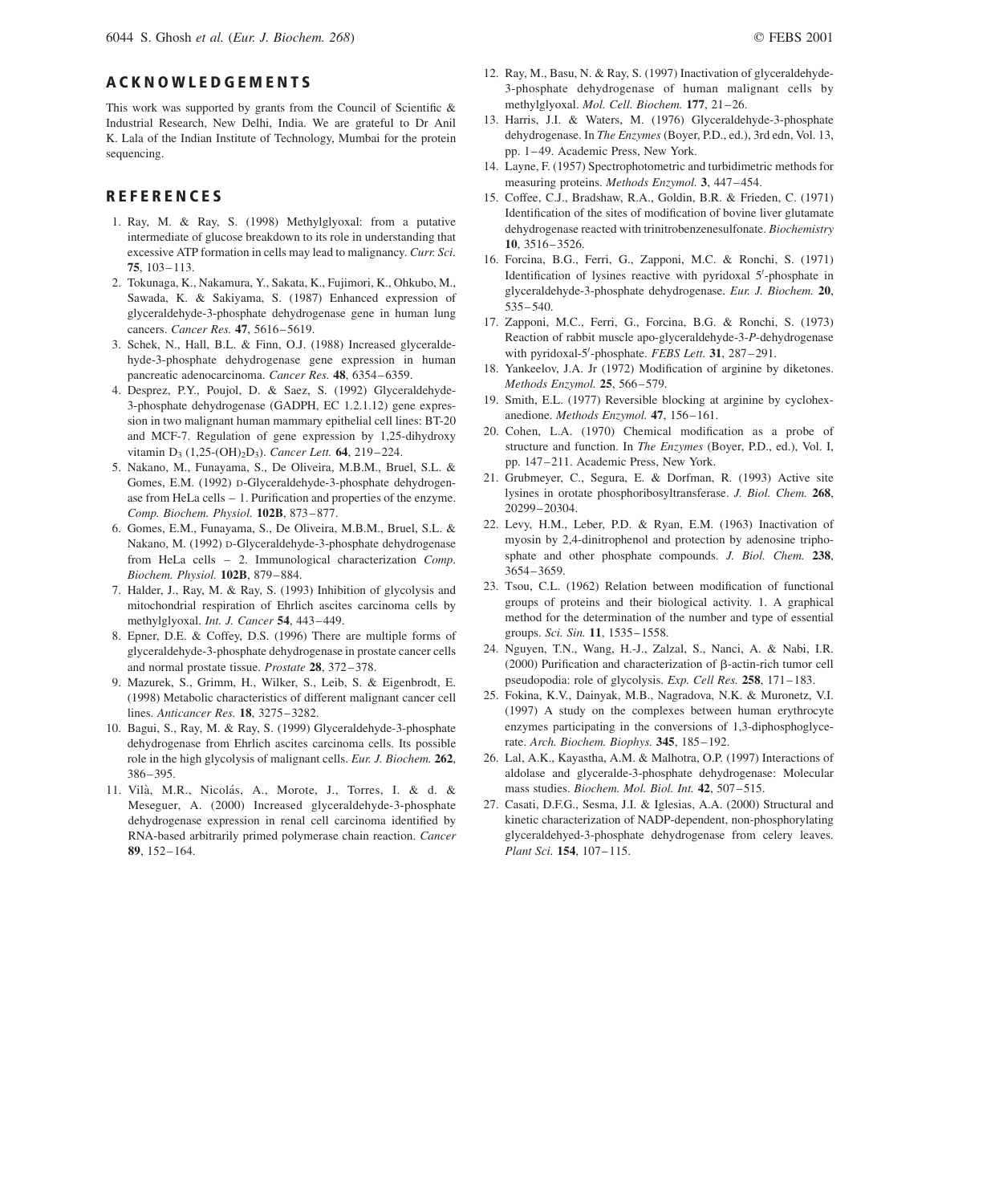## ACKNOWLEDGEMENTS

This work was supported by grants from the Council of Scientific & Industrial Research, New Delhi, India. We are grateful to Dr Anil K. Lala of the Indian Institute of Technology, Mumbai for the protein sequencing.

## REFERENCES

1. Ray, M. & Ray, S. (1998) Methylglyoxal: from a putative intermediate of glucose breakdown to its role in understanding that excessive ATP formation in cells may lead to malignancy. *Curr. Sci.* **75**, 103–113.
2. Tokunaga, K., Nakamura, Y., Sakata, K., Fujimori, K., Ohkubo, M., Sawada, K. & Sakiyama, S. (1987) Enhanced expression of glyceraldehyde-3-phosphate dehydrogenase gene in human lung cancers. *Cancer Res.* **47**, 5616–5619.
3. Schek, N., Hall, B.L. & Finn, O.J. (1988) Increased glyceraldehyde-3-phosphate dehydrogenase gene expression in human pancreatic adenocarcinoma. *Cancer Res.* **48**, 6354–6359.
4. Desprez, P.Y., Poujol, D. & Saez, S. (1992) Glyceraldehyde-3-phosphate dehydrogenase (GADPH, EC 1.2.1.12) gene expression in two malignant human mammary epithelial cell lines: BT-20 and MCF-7. Regulation of gene expression by 1,25-dihydroxy vitamin $D_3$ (1,25-$(OH)_2D_3$). *Cancer Lett.* **64**, 219–224.
5. Nakano, M., Funayama, S., De Oliveira, M.B.M., Bruel, S.L. & Gomes, E.M. (1992) D-Glyceraldehyde-3-phosphate dehydrogenase from HeLa cells – 1. Purification and properties of the enzyme. *Comp. Biochem. Physiol.* **102B**, 873–877.
6. Gomes, E.M., Funayama, S., De Oliveira, M.B.M., Bruel, S.L. & Nakano, M. (1992) D-Glyceraldehyde-3-phosphate dehydrogenase from HeLa cells – 2. Immunological characterization *Comp. Biochem. Physiol.* **102B**, 879–884.
7. Halder, J., Ray, M. & Ray, S. (1993) Inhibition of glycolysis and mitochondrial respiration of Ehrlich ascites carcinoma cells by methylglyoxal. *Int. J. Cancer* **54**, 443–449.
8. Epner, D.E. & Coffey, D.S. (1996) There are multiple forms of glyceraldehyde-3-phosphate dehydrogenase in prostate cancer cells and normal prostate tissue. *Prostate* **28**, 372–378.
9. Mazurek, S., Grimm, H., Wilker, S., Leib, S. & Eigenbrodt, E. (1998) Metabolic characteristics of different malignant cancer cell lines. *Anticancer Res.* **18**, 3275–3282.
10. Bagui, S., Ray, M. & Ray, S. (1999) Glyceraldehyde-3-phosphate dehydrogenase from Ehrlich ascites carcinoma cells. Its possible role in the high glycolysis of malignant cells. *Eur. J. Biochem.* **262**, 386–395.
11. Vilà, M.R., Nicolás, A., Morote, J., Torres, I. & d. & Meseguer, A. (2000) Increased glyceraldehyde-3-phosphate dehydrogenase expression in renal cell carcinoma identified by RNA-based arbitrarily primed polymerase chain reaction. *Cancer* **89**, 152–164.
12. Ray, M., Basu, N. & Ray, S. (1997) Inactivation of glyceraldehyde-3-phosphate dehydrogenase of human malignant cells by methylglyoxal. *Mol. Cell. Biochem.* **177**, 21–26.
13. Harris, J.I. & Waters, M. (1976) Glyceraldehyde-3-phosphate dehydrogenase. In *The Enzymes* (Boyer, P.D., ed.), 3rd edn, Vol. 13, pp. 1–49. Academic Press, New York.
14. Layne, F. (1957) Spectrophotometric and turbidimetric methods for measuring proteins. *Methods Enzymol.* **3**, 447–454.
15. Coffee, C.J., Bradshaw, R.A., Goldin, B.R. & Frieden, C. (1971) Identification of the sites of modification of bovine liver glutamate dehydrogenase reacted with trinitrobenzenesulfonate. *Biochemistry* **10**, 3516–3526.
16. Forcina, B.G., Ferri, G., Zapponi, M.C. & Ronchi, S. (1971) Identification of lysines reactive with pyridoxal 5′-phosphate in glyceraldehyde-3-phosphate dehydrogenase. *Eur. J. Biochem.* **20**, 535–540.
17. Zapponi, M.C., Ferri, G., Forcina, B.G. & Ronchi, S. (1973) Reaction of rabbit muscle apo-glyceraldehyde-3-*P*-dehydrogenase with pyridoxal-5′-phosphate. *FEBS Lett.* **31**, 287–291.
18. Yankeelov, J.A. Jr (1972) Modification of arginine by diketones. *Methods Enzymol.* **25**, 566–579.
19. Smith, E.L. (1977) Reversible blocking at arginine by cyclohexanedione. *Methods Enzymol.* **47**, 156–161.
20. Cohen, L.A. (1970) Chemical modification as a probe of structure and function. In *The Enzymes* (Boyer, P.D.), Vol. I, pp. 147–211. Academic Press, New York.
21. Grubmeyer, C., Segura, E. & Dorfman, R. (1993) Active site lysines in orotate phosphoribosyltransferase. *J. Biol. Chem.* **268**, 20299–20304.
22. Levy, H.M., Leber, P.D. & Ryan, E.M. (1963) Inactivation of myosin by 2,4-dinitrophenol and protection by adenosine triphosphate and other phosphate compounds. *J. Biol. Chem.* **238**, 3654–3659.
23. Tsou, C.L. (1962) Relation between modification of functional groups of proteins and their biological activity. 1. A graphical method for the determination of the number and type of essential groups. *Sci. Sin.* **11**, 1535–1558.
24. Nguyen, T.N., Wang, H.-J., Zalzal, S., Nanci, A. & Nabi, I.R. (2000) Purification and characterization of β-actin-rich tumor cell pseudopodia: role of glycolysis. *Exp. Cell Res.* **258**, 171–183.
25. Fokina, K.V., Dainyak, M.B., Nagradova, N.K. & Muronetz, V.I. (1997) A study on the complexes between human erythrocyte enzymes participating in the conversions of 1,3-diphosphoglycerate. *Arch. Biochem. Biophys.* **345**, 185–192.
26. Lal, A.K., Kayastha, A.M. & Malhotra, O.P. (1997) Interactions of aldolase and glyceralde-3-phosphate dehydrogenase: Molecular mass studies. *Biochem. Mol. Biol. Int.* **42**, 507–515.
27. Casati, D.F.G., Sesma, J.I. & Iglesias, A.A. (2000) Structural and kinetic characterization of NADP-dependent, non-phosphorylating glyceraldehyed-3-phosphate dehydrogenase from celery leaves. *Plant Sci.* **154**, 107–115.